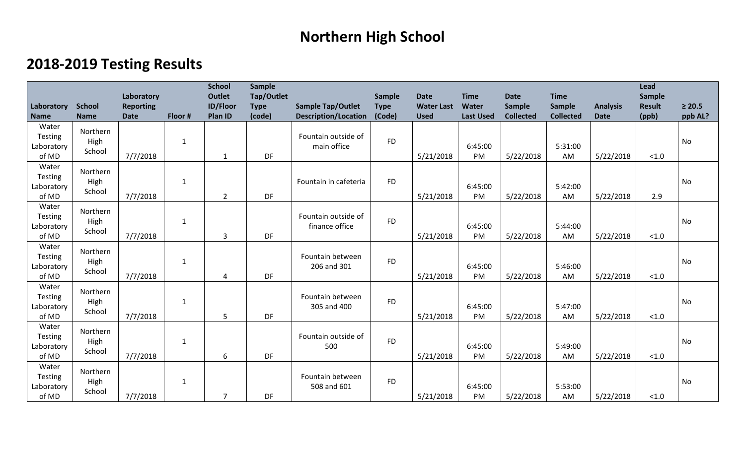# Northern High School

## 2018-2019 Testing Results

| Laboratory Name | School Name | Laboratory Reporting Date | Floor # | School Outlet ID/Floor Plan ID | Sample Tap/Outlet Type (code) | Sample Tap/Outlet Description/Location | Sample Type (Code) | Date Water Last Used | Time Water Last Used | Date Sample Collected | Time Sample Collected | Analysis Date | Lead Sample Result (ppb) | ≥ 20.5 ppb AL? |
|---|---|---|---|---|---|---|---|---|---|---|---|---|---|---|
| Water Testing Laboratory of MD | Northern High School | 7/7/2018 | 1 | 1 | DF | Fountain outside of main office | FD | 5/21/2018 | 6:45:00 PM | 5/22/2018 | 5:31:00 AM | 5/22/2018 | <1.0 | No |
| Water Testing Laboratory of MD | Northern High School | 7/7/2018 | 1 | 2 | DF | Fountain in cafeteria | FD | 5/21/2018 | 6:45:00 PM | 5/22/2018 | 5:42:00 AM | 5/22/2018 | 2.9 | No |
| Water Testing Laboratory of MD | Northern High School | 7/7/2018 | 1 | 3 | DF | Fountain outside of finance office | FD | 5/21/2018 | 6:45:00 PM | 5/22/2018 | 5:44:00 AM | 5/22/2018 | <1.0 | No |
| Water Testing Laboratory of MD | Northern High School | 7/7/2018 | 1 | 4 | DF | Fountain between 206 and 301 | FD | 5/21/2018 | 6:45:00 PM | 5/22/2018 | 5:46:00 AM | 5/22/2018 | <1.0 | No |
| Water Testing Laboratory of MD | Northern High School | 7/7/2018 | 1 | 5 | DF | Fountain between 305 and 400 | FD | 5/21/2018 | 6:45:00 PM | 5/22/2018 | 5:47:00 AM | 5/22/2018 | <1.0 | No |
| Water Testing Laboratory of MD | Northern High School | 7/7/2018 | 1 | 6 | DF | Fountain outside of 500 | FD | 5/21/2018 | 6:45:00 PM | 5/22/2018 | 5:49:00 AM | 5/22/2018 | <1.0 | No |
| Water Testing Laboratory of MD | Northern High School | 7/7/2018 | 1 | 7 | DF | Fountain between 508 and 601 | FD | 5/21/2018 | 6:45:00 PM | 5/22/2018 | 5:53:00 AM | 5/22/2018 | <1.0 | No |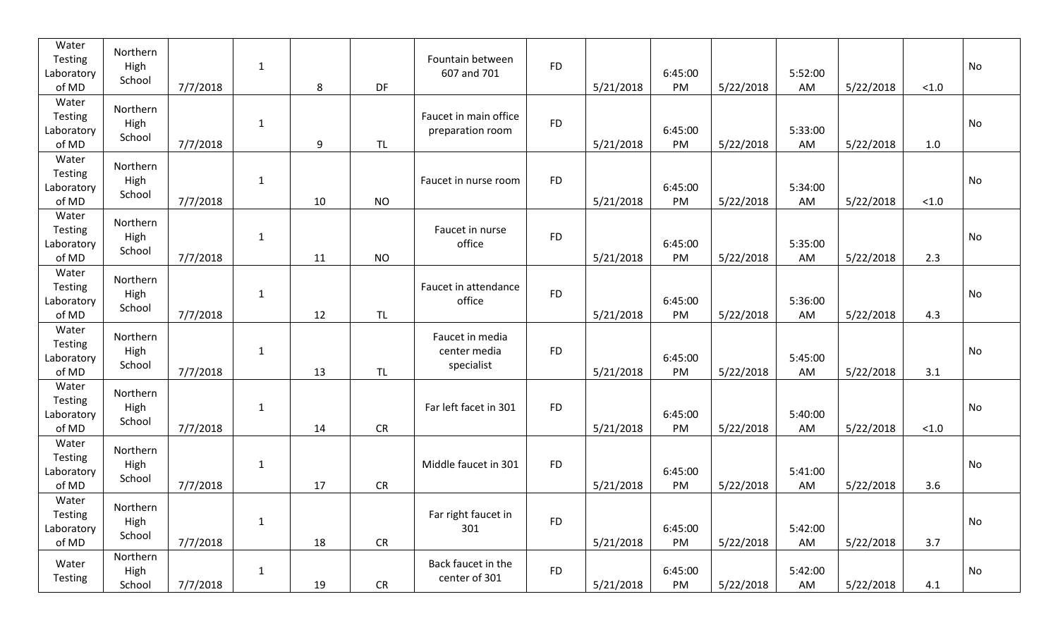| Water Testing Laboratory of MD | Northern High School | 7/7/2018 | 1 | 8 | DF | Fountain between 607 and 701 | FD | 5/21/2018 | 6:45:00 PM | 5/22/2018 | 5:52:00 AM | 5/22/2018 | <1.0 | No |
|---|---|---|---|---|---|---|---|---|---|---|---|---|---|---|
| Water Testing Laboratory of MD | Northern High School | 7/7/2018 | 1 | 9 | TL | Faucet in main office preparation room | FD | 5/21/2018 | 6:45:00 PM | 5/22/2018 | 5:33:00 AM | 5/22/2018 | 1.0 | No |
| Water Testing Laboratory of MD | Northern High School | 7/7/2018 | 1 | 10 | NO | Faucet in nurse room | FD | 5/21/2018 | 6:45:00 PM | 5/22/2018 | 5:34:00 AM | 5/22/2018 | <1.0 | No |
| Water Testing Laboratory of MD | Northern High School | 7/7/2018 | 1 | 11 | NO | Faucet in nurse office | FD | 5/21/2018 | 6:45:00 PM | 5/22/2018 | 5:35:00 AM | 5/22/2018 | 2.3 | No |
| Water Testing Laboratory of MD | Northern High School | 7/7/2018 | 1 | 12 | TL | Faucet in attendance office | FD | 5/21/2018 | 6:45:00 PM | 5/22/2018 | 5:36:00 AM | 5/22/2018 | 4.3 | No |
| Water Testing Laboratory of MD | Northern High School | 7/7/2018 | 1 | 13 | TL | Faucet in media center media specialist | FD | 5/21/2018 | 6:45:00 PM | 5/22/2018 | 5:45:00 AM | 5/22/2018 | 3.1 | No |
| Water Testing Laboratory of MD | Northern High School | 7/7/2018 | 1 | 14 | CR | Far left facet in 301 | FD | 5/21/2018 | 6:45:00 PM | 5/22/2018 | 5:40:00 AM | 5/22/2018 | <1.0 | No |
| Water Testing Laboratory of MD | Northern High School | 7/7/2018 | 1 | 17 | CR | Middle faucet in 301 | FD | 5/21/2018 | 6:45:00 PM | 5/22/2018 | 5:41:00 AM | 5/22/2018 | 3.6 | No |
| Water Testing Laboratory of MD | Northern High School | 7/7/2018 | 1 | 18 | CR | Far right faucet in 301 | FD | 5/21/2018 | 6:45:00 PM | 5/22/2018 | 5:42:00 AM | 5/22/2018 | 3.7 | No |
| Water Testing | Northern High School | 7/7/2018 | 1 | 19 | CR | Back faucet in the center of 301 | FD | 5/21/2018 | 6:45:00 PM | 5/22/2018 | 5:42:00 AM | 5/22/2018 | 4.1 | No |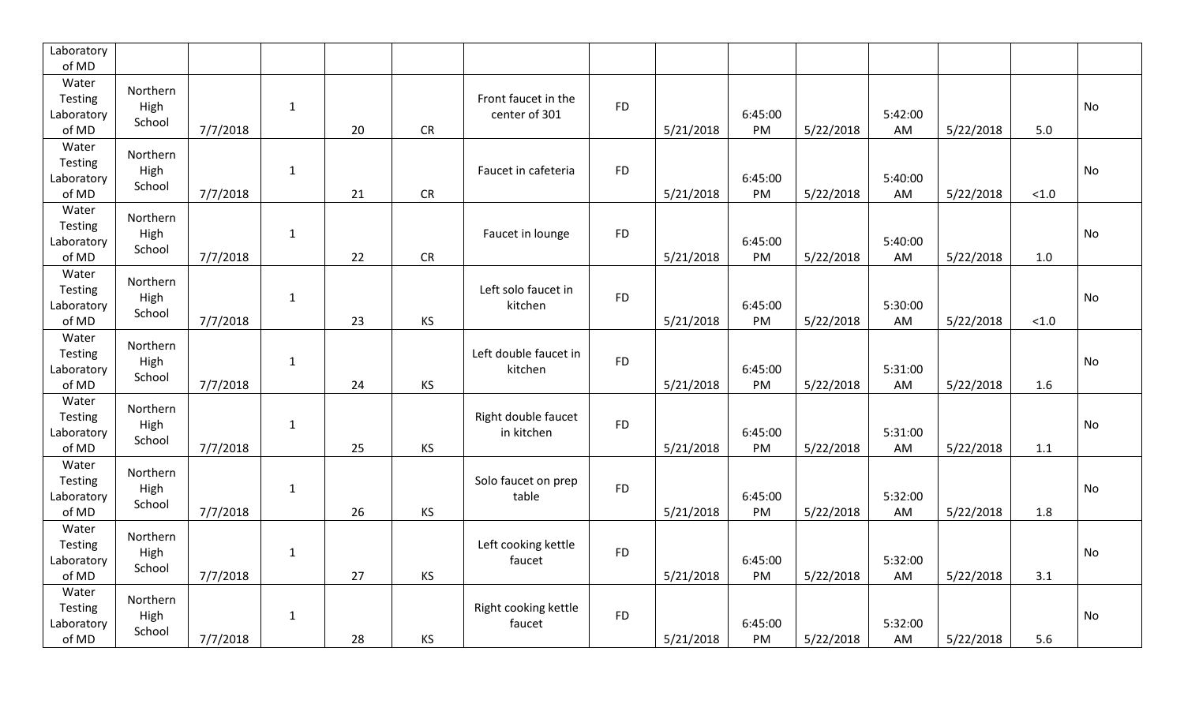| | | | | | | | | | | | | | | |
|---|---|---|---|---|---|---|---|---|---|---|---|---|---|---|
| Laboratory of MD | | | | | | | | | | | | | | |
| Water Testing Laboratory of MD | Northern High School | 7/7/2018 | 1 | 20 | CR | Front faucet in the center of 301 | FD | 5/21/2018 | 6:45:00 PM | 5/22/2018 | 5:42:00 AM | 5/22/2018 | 5.0 | No |
| Water Testing Laboratory of MD | Northern High School | 7/7/2018 | 1 | 21 | CR | Faucet in cafeteria | FD | 5/21/2018 | 6:45:00 PM | 5/22/2018 | 5:40:00 AM | 5/22/2018 | <1.0 | No |
| Water Testing Laboratory of MD | Northern High School | 7/7/2018 | 1 | 22 | CR | Faucet in lounge | FD | 5/21/2018 | 6:45:00 PM | 5/22/2018 | 5:40:00 AM | 5/22/2018 | 1.0 | No |
| Water Testing Laboratory of MD | Northern High School | 7/7/2018 | 1 | 23 | KS | Left solo faucet in kitchen | FD | 5/21/2018 | 6:45:00 PM | 5/22/2018 | 5:30:00 AM | 5/22/2018 | <1.0 | No |
| Water Testing Laboratory of MD | Northern High School | 7/7/2018 | 1 | 24 | KS | Left double faucet in kitchen | FD | 5/21/2018 | 6:45:00 PM | 5/22/2018 | 5:31:00 AM | 5/22/2018 | 1.6 | No |
| Water Testing Laboratory of MD | Northern High School | 7/7/2018 | 1 | 25 | KS | Right double faucet in kitchen | FD | 5/21/2018 | 6:45:00 PM | 5/22/2018 | 5:31:00 AM | 5/22/2018 | 1.1 | No |
| Water Testing Laboratory of MD | Northern High School | 7/7/2018 | 1 | 26 | KS | Solo faucet on prep table | FD | 5/21/2018 | 6:45:00 PM | 5/22/2018 | 5:32:00 AM | 5/22/2018 | 1.8 | No |
| Water Testing Laboratory of MD | Northern High School | 7/7/2018 | 1 | 27 | KS | Left cooking kettle faucet | FD | 5/21/2018 | 6:45:00 PM | 5/22/2018 | 5:32:00 AM | 5/22/2018 | 3.1 | No |
| Water Testing Laboratory of MD | Northern High School | 7/7/2018 | 1 | 28 | KS | Right cooking kettle faucet | FD | 5/21/2018 | 6:45:00 PM | 5/22/2018 | 5:32:00 AM | 5/22/2018 | 5.6 | No |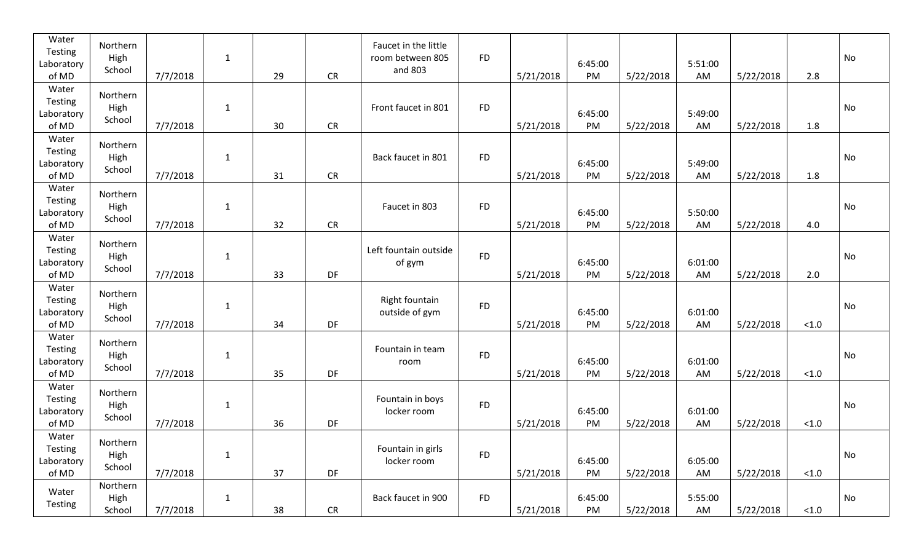| | | | | | | | | | | | | | |
|---|---|---|---|---|---|---|---|---|---|---|---|---|---|
| Water Testing Laboratory of MD | Northern High School | 7/7/2018 | 1 | 29 | CR | Faucet in the little room between 805 and 803 | FD | 5/21/2018 | 6:45:00 PM | 5/22/2018 | 5:51:00 AM | 5/22/2018 | 2.8 | No |
| Water Testing Laboratory of MD | Northern High School | 7/7/2018 | 1 | 30 | CR | Front faucet in 801 | FD | 5/21/2018 | 6:45:00 PM | 5/22/2018 | 5:49:00 AM | 5/22/2018 | 1.8 | No |
| Water Testing Laboratory of MD | Northern High School | 7/7/2018 | 1 | 31 | CR | Back faucet in 801 | FD | 5/21/2018 | 6:45:00 PM | 5/22/2018 | 5:49:00 AM | 5/22/2018 | 1.8 | No |
| Water Testing Laboratory of MD | Northern High School | 7/7/2018 | 1 | 32 | CR | Faucet in 803 | FD | 5/21/2018 | 6:45:00 PM | 5/22/2018 | 5:50:00 AM | 5/22/2018 | 4.0 | No |
| Water Testing Laboratory of MD | Northern High School | 7/7/2018 | 1 | 33 | DF | Left fountain outside of gym | FD | 5/21/2018 | 6:45:00 PM | 5/22/2018 | 6:01:00 AM | 5/22/2018 | 2.0 | No |
| Water Testing Laboratory of MD | Northern High School | 7/7/2018 | 1 | 34 | DF | Right fountain outside of gym | FD | 5/21/2018 | 6:45:00 PM | 5/22/2018 | 6:01:00 AM | 5/22/2018 | <1.0 | No |
| Water Testing Laboratory of MD | Northern High School | 7/7/2018 | 1 | 35 | DF | Fountain in team room | FD | 5/21/2018 | 6:45:00 PM | 5/22/2018 | 6:01:00 AM | 5/22/2018 | <1.0 | No |
| Water Testing Laboratory of MD | Northern High School | 7/7/2018 | 1 | 36 | DF | Fountain in boys locker room | FD | 5/21/2018 | 6:45:00 PM | 5/22/2018 | 6:01:00 AM | 5/22/2018 | <1.0 | No |
| Water Testing Laboratory of MD | Northern High School | 7/7/2018 | 1 | 37 | DF | Fountain in girls locker room | FD | 5/21/2018 | 6:45:00 PM | 5/22/2018 | 6:05:00 AM | 5/22/2018 | <1.0 | No |
| Water Testing | Northern High School | 7/7/2018 | 1 | 38 | CR | Back faucet in 900 | FD | 5/21/2018 | 6:45:00 PM | 5/22/2018 | 5:55:00 AM | 5/22/2018 | <1.0 | No |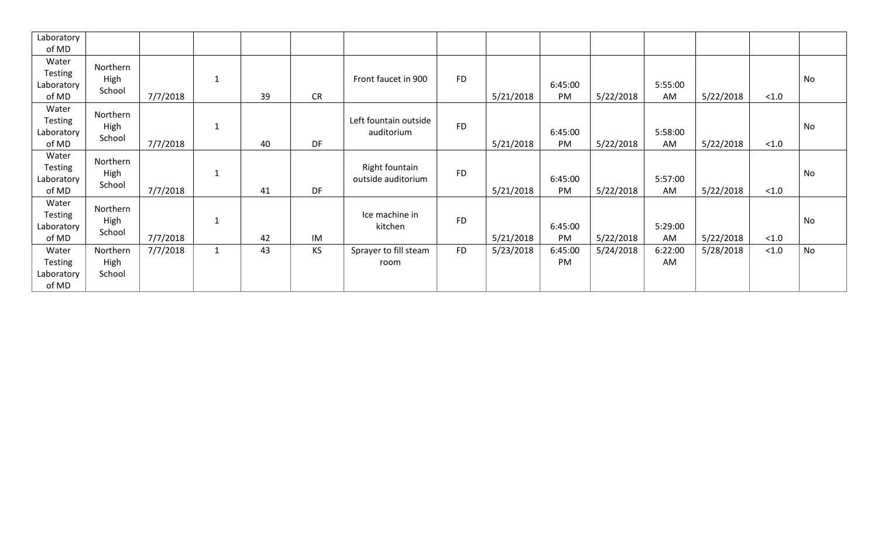| | | | | | | | | | | | | | | |
|---|---|---|---|---|---|---|---|---|---|---|---|---|---|---|
| Laboratory of MD | | | | | | | | | | | | | | |
| Water Testing Laboratory of MD | Northern High School | 7/7/2018 | 1 | 39 | CR | Front faucet in 900 | FD | 5/21/2018 | 6:45:00 PM | 5/22/2018 | 5:55:00 AM | 5/22/2018 | <1.0 | No |
| Water Testing Laboratory of MD | Northern High School | 7/7/2018 | 1 | 40 | DF | Left fountain outside auditorium | FD | 5/21/2018 | 6:45:00 PM | 5/22/2018 | 5:58:00 AM | 5/22/2018 | <1.0 | No |
| Water Testing Laboratory of MD | Northern High School | 7/7/2018 | 1 | 41 | DF | Right fountain outside auditorium | FD | 5/21/2018 | 6:45:00 PM | 5/22/2018 | 5:57:00 AM | 5/22/2018 | <1.0 | No |
| Water Testing Laboratory of MD | Northern High School | 7/7/2018 | 1 | 42 | IM | Ice machine in kitchen | FD | 5/21/2018 | 6:45:00 PM | 5/22/2018 | 5:29:00 AM | 5/22/2018 | <1.0 | No |
| Water Testing Laboratory of MD | Northern High School | 7/7/2018 | 1 | 43 | KS | Sprayer to fill steam room | FD | 5/23/2018 | 6:45:00 PM | 5/24/2018 | 6:22:00 AM | 5/28/2018 | <1.0 | No |